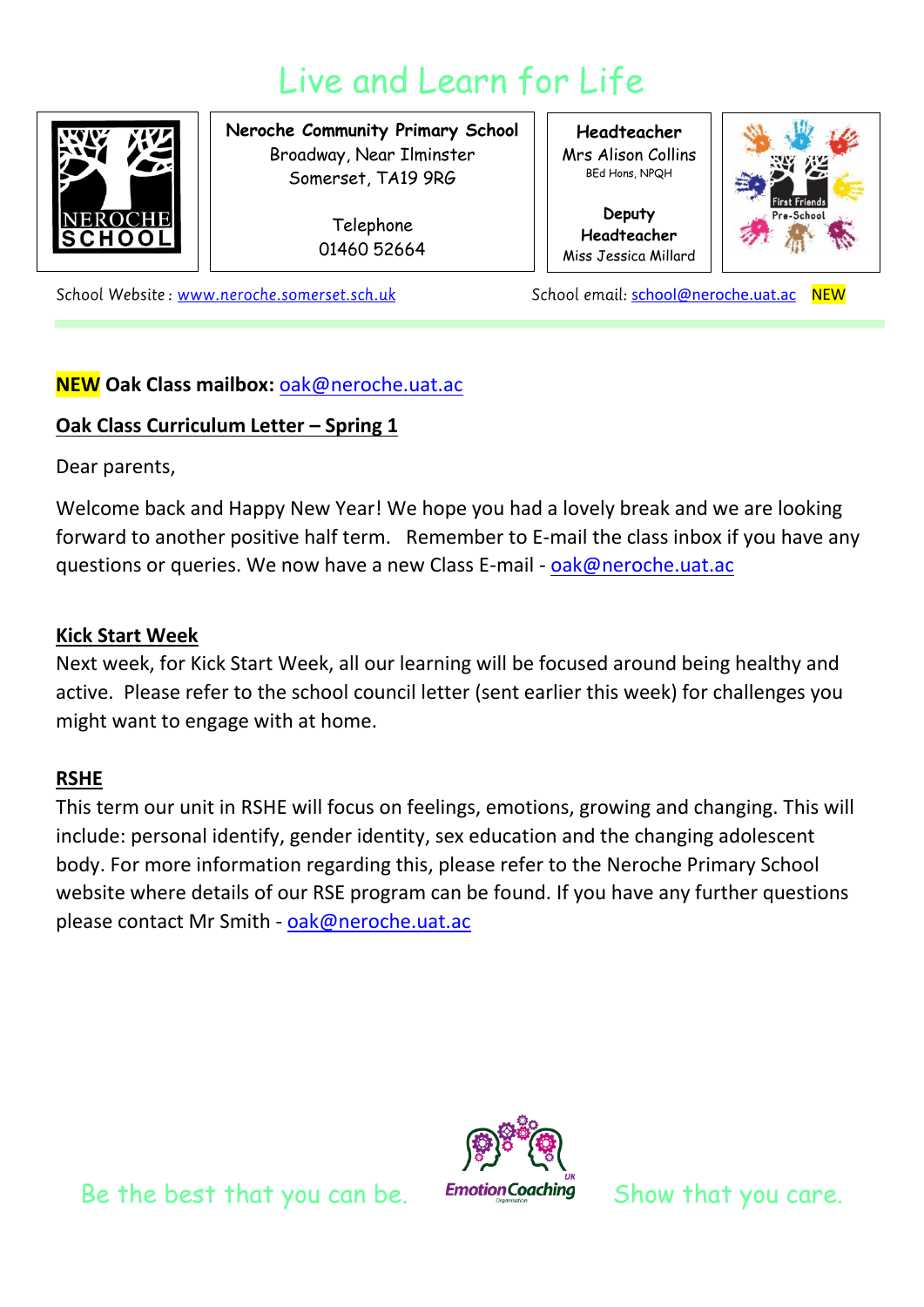# Live and Learn for Life

**Neroche Community Primary School**
Broadway, Near Ilminster
Somerset, TA19 9RG

Telephone
01460 52664

**Headteacher**
Mrs Alison Collins
BEd Hons, NPQH

**Deputy Headteacher**
Miss Jessica Millard

School Website : www.neroche.somerset.sch.uk

School email: school@neroche.uat.ac NEW

**NEW Oak Class mailbox:** oak@neroche.uat.ac

**Oak Class Curriculum Letter – Spring 1**

Dear parents,

Welcome back and Happy New Year! We hope you had a lovely break and we are looking forward to another positive half term. Remember to E-mail the class inbox if you have any questions or queries. We now have a new Class E-mail - oak@neroche.uat.ac

**Kick Start Week**

Next week, for Kick Start Week, all our learning will be focused around being healthy and active. Please refer to the school council letter (sent earlier this week) for challenges you might want to engage with at home.

**RSHE**

This term our unit in RSHE will focus on feelings, emotions, growing and changing. This will include: personal identify, gender identity, sex education and the changing adolescent body. For more information regarding this, please refer to the Neroche Primary School website where details of our RSE program can be found. If you have any further questions please contact Mr Smith - oak@neroche.uat.ac

Be the best that you can be. Show that you care.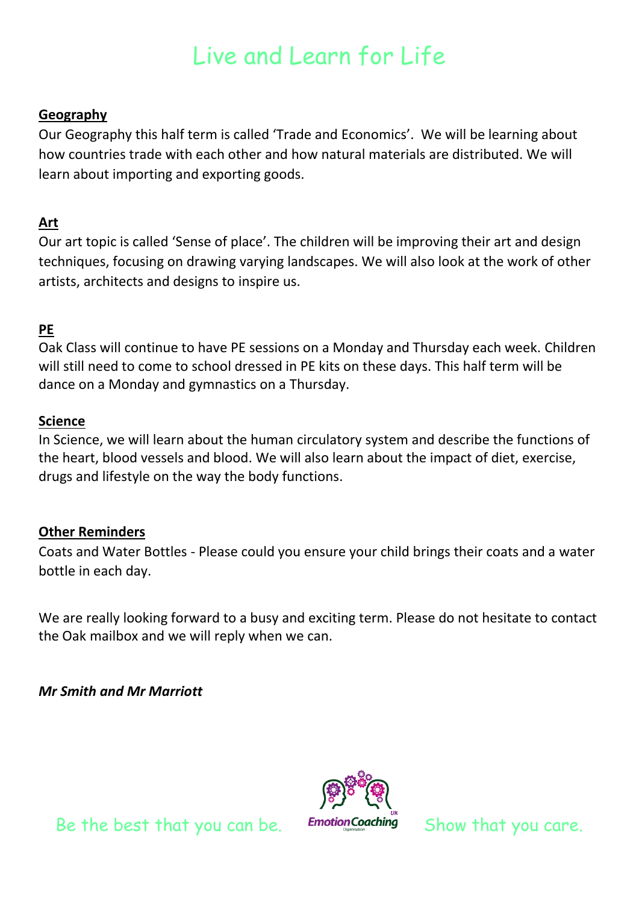# Live and Learn for Life

## Geography

Our Geography this half term is called 'Trade and Economics'. We will be learning about how countries trade with each other and how natural materials are distributed. We will learn about importing and exporting goods.

## Art

Our art topic is called 'Sense of place'. The children will be improving their art and design techniques, focusing on drawing varying landscapes. We will also look at the work of other artists, architects and designs to inspire us.

## PE

Oak Class will continue to have PE sessions on a Monday and Thursday each week. Children will still need to come to school dressed in PE kits on these days. This half term will be dance on a Monday and gymnastics on a Thursday.

## Science

In Science, we will learn about the human circulatory system and describe the functions of the heart, blood vessels and blood. We will also learn about the impact of diet, exercise, drugs and lifestyle on the way the body functions.

## Other Reminders

Coats and Water Bottles - Please could you ensure your child brings their coats and a water bottle in each day.

We are really looking forward to a busy and exciting term. Please do not hesitate to contact the Oak mailbox and we will reply when we can.

***Mr Smith and Mr Marriott***

Be the best that you can be. Emotion Coaching UK Show that you care.